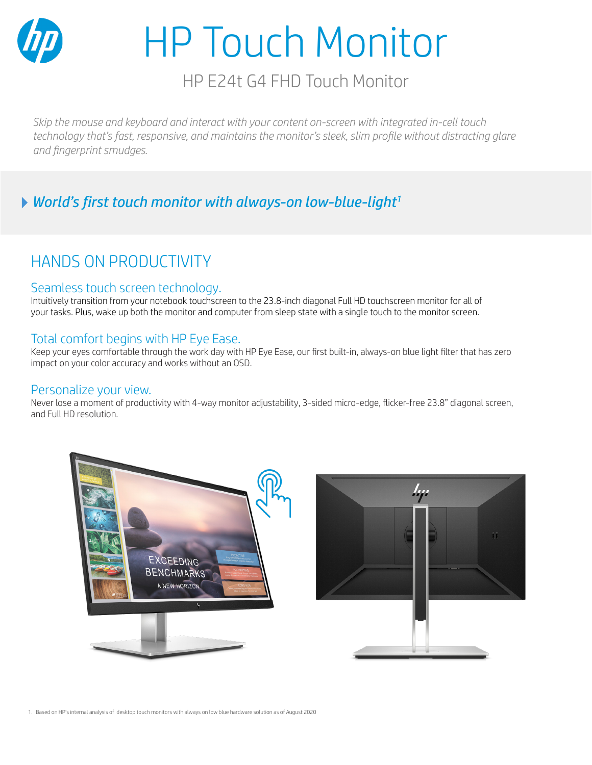# HP Touch Monitor

## HP E24t G4 FHD Touch Monitor

*Skip the mouse and keyboard and interact with your content on-screen with integrated in-cell touch technology that's fast, responsive, and maintains the monitor's sleek, slim profile without distracting glare and fingerprint smudges.*

*World's first touch monitor with always-on low-blue-light[1]*

## HANDS ON PRODUCTIVITY

### Seamless touch screen technology.

Intuitively transition from your notebook touchscreen to the 23.8-inch diagonal Full HD touchscreen monitor for all of your tasks. Plus, wake up both the monitor and computer from sleep state with a single touch to the monitor screen.

### Total comfort begins with HP Eye Ease.

Keep your eyes comfortable through the work day with HP Eye Ease, our first built-in, always-on blue light filter that has zero impact on your color accuracy and works without an OSD.

### Personalize your view.

Never lose a moment of productivity with 4-way monitor adjustability, 3-sided micro-edge, flicker-free 23.8" diagonal screen, and Full HD resolution.

1. Based on HP's internal analysis of desktop touch monitors with always on low blue hardware solution as of August 2020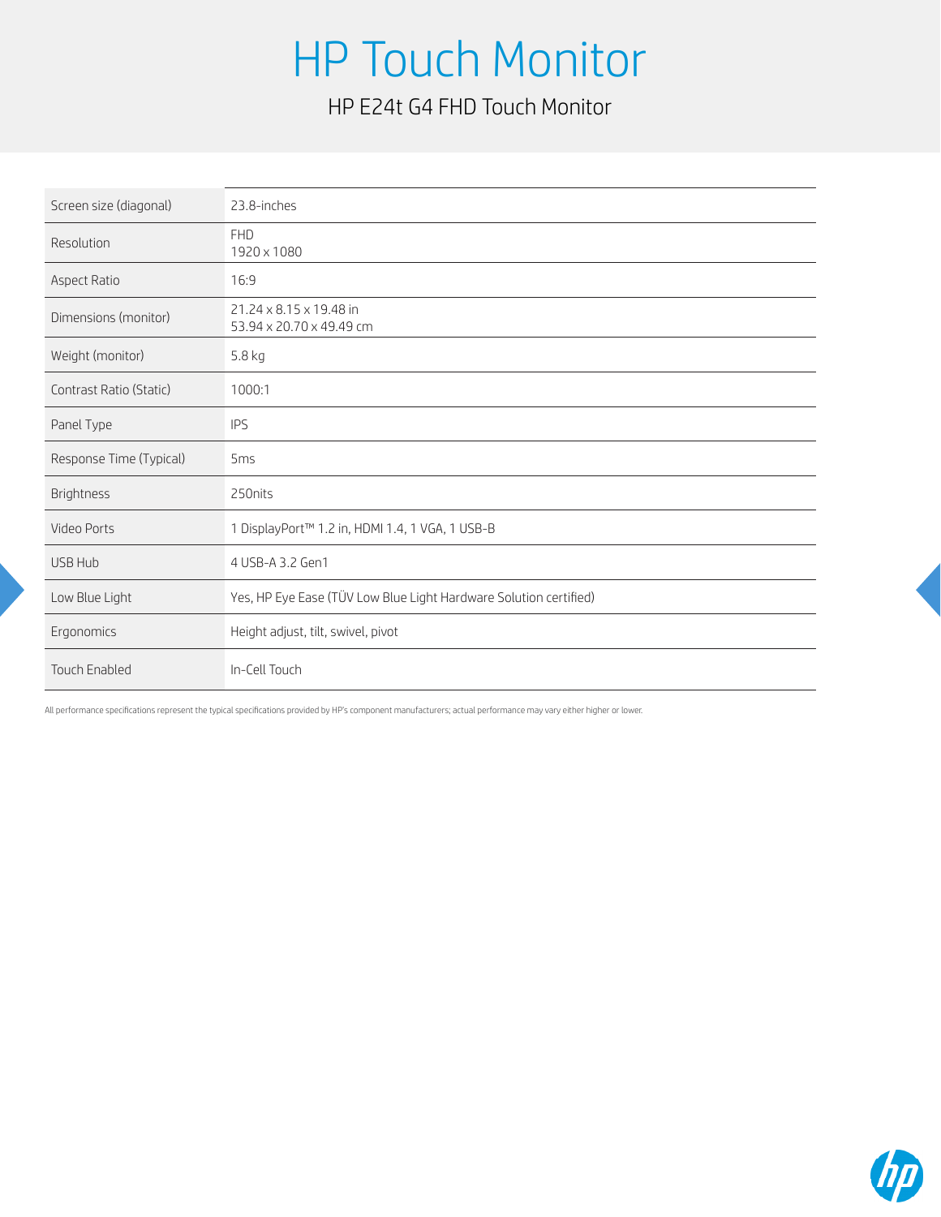# HP Touch Monitor

## HP E24t G4 FHD Touch Monitor

| | |
|---|---|
| Screen size (diagonal) | 23.8-inches |
| Resolution | FHD<br>1920 x 1080 |
| Aspect Ratio | 16:9 |
| Dimensions (monitor) | 21.24 x 8.15 x 19.48 in<br>53.94 x 20.70 x 49.49 cm |
| Weight (monitor) | 5.8 kg |
| Contrast Ratio (Static) | 1000:1 |
| Panel Type | IPS |
| Response Time (Typical) | 5ms |
| Brightness | 250nits |
| Video Ports | 1 DisplayPort™ 1.2 in, HDMI 1.4, 1 VGA, 1 USB-B |
| USB Hub | 4 USB-A 3.2 Gen1 |
| Low Blue Light | Yes, HP Eye Ease (TÜV Low Blue Light Hardware Solution certified) |
| Ergonomics | Height adjust, tilt, swivel, pivot |
| Touch Enabled | In-Cell Touch |

All performance specifications represent the typical specifications provided by HP's component manufacturers; actual performance may vary either higher or lower.